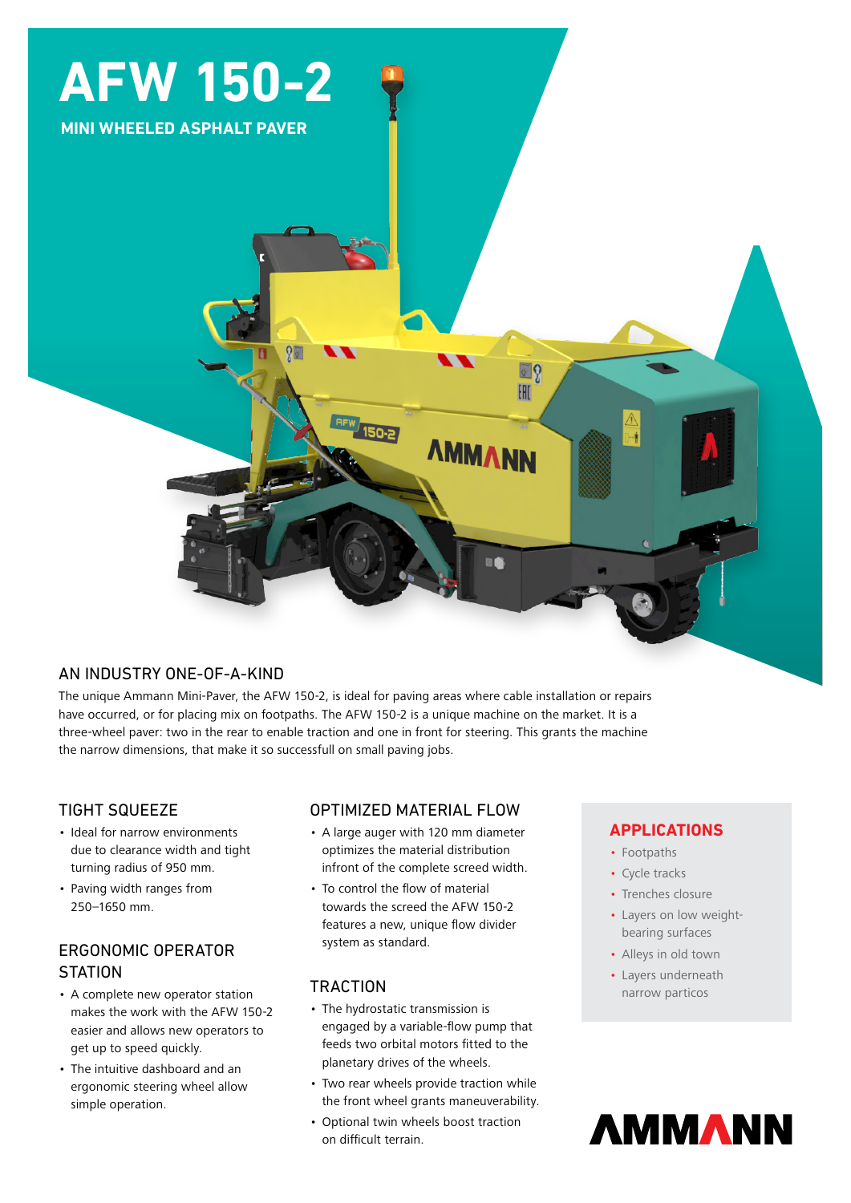# AFW 150-2

**MINI WHEELED ASPHALT PAVER**

## AN INDUSTRY ONE-OF-A-KIND

The unique Ammann Mini-Paver, the AFW 150-2, is ideal for paving areas where cable installation or repairs have occurred, or for placing mix on footpaths. The AFW 150-2 is a unique machine on the market. It is a three-wheel paver: two in the rear to enable traction and one in front for steering. This grants the machine the narrow dimensions, that make it so successfull on small paving jobs.

## TIGHT SQUEEZE

- Ideal for narrow environments due to clearance width and tight turning radius of 950 mm.
- Paving width ranges from 250–1650 mm.

## ERGONOMIC OPERATOR STATION

- A complete new operator station makes the work with the AFW 150-2 easier and allows new operators to get up to speed quickly.
- The intuitive dashboard and an ergonomic steering wheel allow simple operation.

## OPTIMIZED MATERIAL FLOW

- A large auger with 120 mm diameter optimizes the material distribution infront of the complete screed width.
- To control the flow of material towards the screed the AFW 150-2 features a new, unique flow divider system as standard.

## TRACTION

- The hydrostatic transmission is engaged by a variable-flow pump that feeds two orbital motors fitted to the planetary drives of the wheels.
- Two rear wheels provide traction while the front wheel grants maneuverability.
- Optional twin wheels boost traction on difficult terrain.

## APPLICATIONS

- Footpaths
- Cycle tracks
- Trenches closure
- Layers on low weight-bearing surfaces
- Alleys in old town
- Layers underneath narrow particos

AMMANN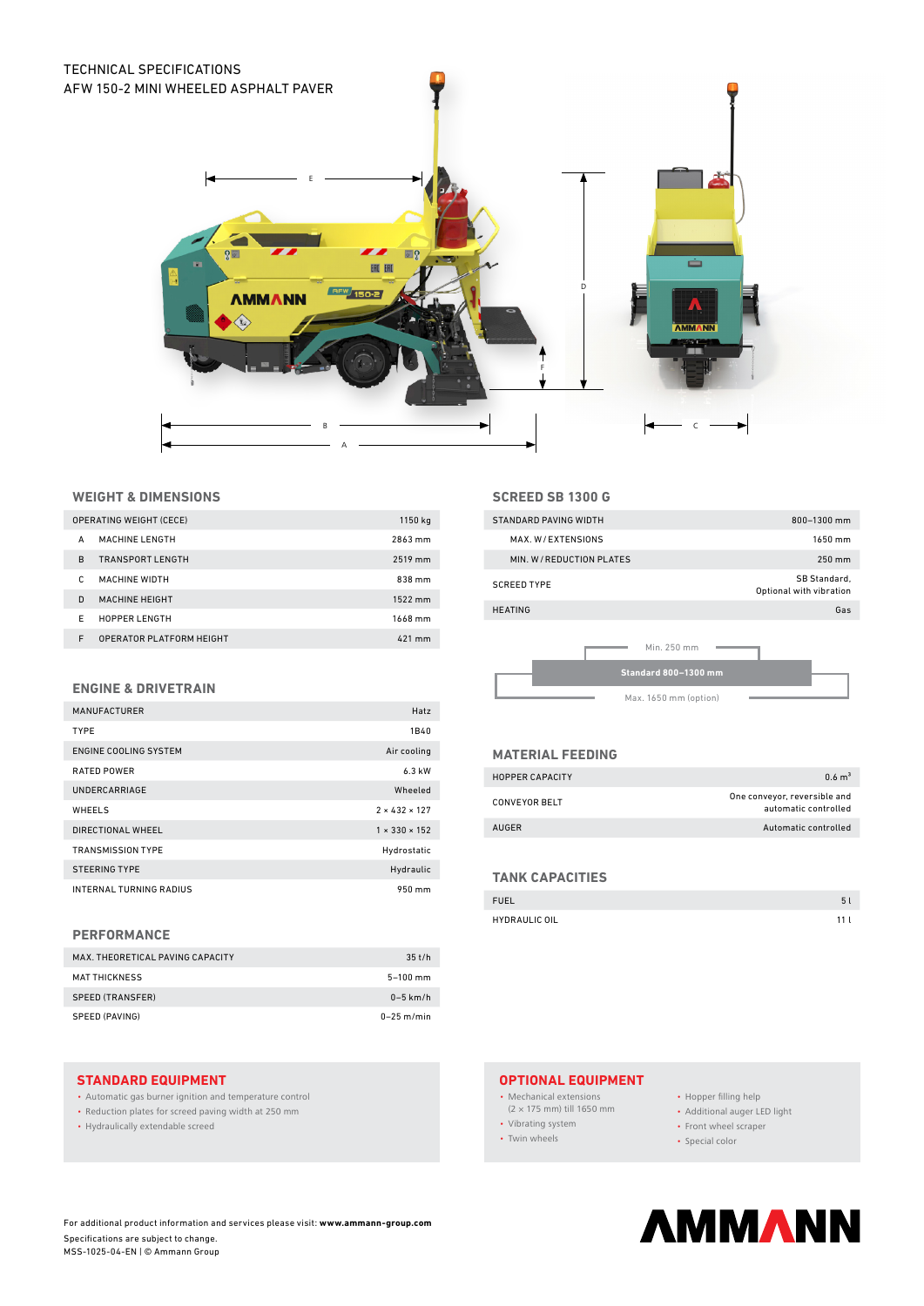TECHNICAL SPECIFICATIONS
AFW 150-2 MINI WHEELED ASPHALT PAVER

## WEIGHT & DIMENSIONS

| | | |
|---|---|---|
| OPERATING WEIGHT (CECE) | | 1150 kg |
| A | MACHINE LENGTH | 2863 mm |
| B | TRANSPORT LENGTH | 2519 mm |
| C | MACHINE WIDTH | 838 mm |
| D | MACHINE HEIGHT | 1522 mm |
| E | HOPPER LENGTH | 1668 mm |
| F | OPERATOR PLATFORM HEIGHT | 421 mm |

## ENGINE & DRIVETRAIN

| | |
|---|---|
| MANUFACTURER | Hatz |
| TYPE | 1B40 |
| ENGINE COOLING SYSTEM | Air cooling |
| RATED POWER | 6.3 kW |
| UNDERCARRIAGE | Wheeled |
| WHEELS | 2 × 432 × 127 |
| DIRECTIONAL WHEEL | 1 × 330 × 152 |
| TRANSMISSION TYPE | Hydrostatic |
| STEERING TYPE | Hydraulic |
| INTERNAL TURNING RADIUS | 950 mm |

## PERFORMANCE

| | |
|---|---|
| MAX. THEORETICAL PAVING CAPACITY | 35 t/h |
| MAT THICKNESS | 5–100 mm |
| SPEED (TRANSFER) | 0–5 km/h |
| SPEED (PAVING) | 0–25 m/min |

## SCREED SB 1300 G

| | |
|---|---|
| STANDARD PAVING WIDTH | 800–1300 mm |
| MAX. W/EXTENSIONS | 1650 mm |
| MIN. W/REDUCTION PLATES | 250 mm |
| SCREED TYPE | SB Standard, Optional with vibration |
| HEATING | Gas |

Min. 250 mm
Standard 800–1300 mm
Max. 1650 mm (option)

## MATERIAL FEEDING

| | |
|---|---|
| HOPPER CAPACITY | 0.6 $m^3$ |
| CONVEYOR BELT | One conveyor, reversible and automatic controlled |
| AUGER | Automatic controlled |

## TANK CAPACITIES

| | |
|---|---|
| FUEL | 5 l |
| HYDRAULIC OIL | 11 l |

## STANDARD EQUIPMENT

- Automatic gas burner ignition and temperature control
- Reduction plates for screed paving width at 250 mm
- Hydraulically extendable screed

## OPTIONAL EQUIPMENT

- Mechanical extensions (2 × 175 mm) till 1650 mm
- Vibrating system
- Twin wheels
- Hopper filling help
- Additional auger LED light
- Front wheel scraper
- Special color

For additional product information and services please visit: **www.ammann-group.com**
Specifications are subject to change.
MSS-1025-04-EN | © Ammann Group